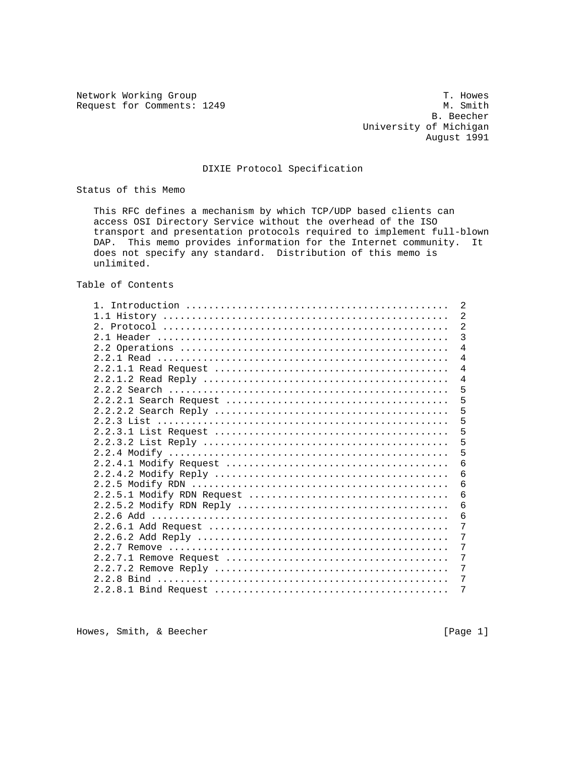Network Working Group                                           T. Howes
Request for Comments: 1249                                      M. Smith
                                                              B. Beecher
                                                University of Michigan
                                                             August 1991

# DIXIE Protocol Specification

## Status of this Memo

This RFC defines a mechanism by which TCP/UDP based clients can access OSI Directory Service without the overhead of the ISO transport and presentation protocols required to implement full-blown DAP. This memo provides information for the Internet community. It does not specify any standard. Distribution of this memo is unlimited.

## Table of Contents

```
1. Introduction ............................................  2
1.1 History ................................................  2
2. Protocol ................................................  2
2.1 Header .................................................  3
2.2 Operations .............................................  4
2.2.1 Read .................................................  4
2.2.1.1 Read Request .......................................  4
2.2.1.2 Read Reply .........................................  4
2.2.2 Search ...............................................  5
2.2.2.1 Search Request .....................................  5
2.2.2.2 Search Reply .......................................  5
2.2.3 List .................................................  5
2.2.3.1 List Request .......................................  5
2.2.3.2 List Reply .........................................  5
2.2.4 Modify ...............................................  5
2.2.4.1 Modify Request .....................................  6
2.2.4.2 Modify Reply .......................................  6
2.2.5 Modify RDN ...........................................  6
2.2.5.1 Modify RDN Request .................................  6
2.2.5.2 Modify RDN Reply ...................................  6
2.2.6 Add ..................................................  6
2.2.6.1 Add Request ........................................  7
2.2.6.2 Add Reply ..........................................  7
2.2.7 Remove ...............................................  7
2.2.7.1 Remove Request .....................................  7
2.2.7.2 Remove Reply .......................................  7
2.2.8 Bind .................................................  7
2.2.8.1 Bind Request .......................................  7
```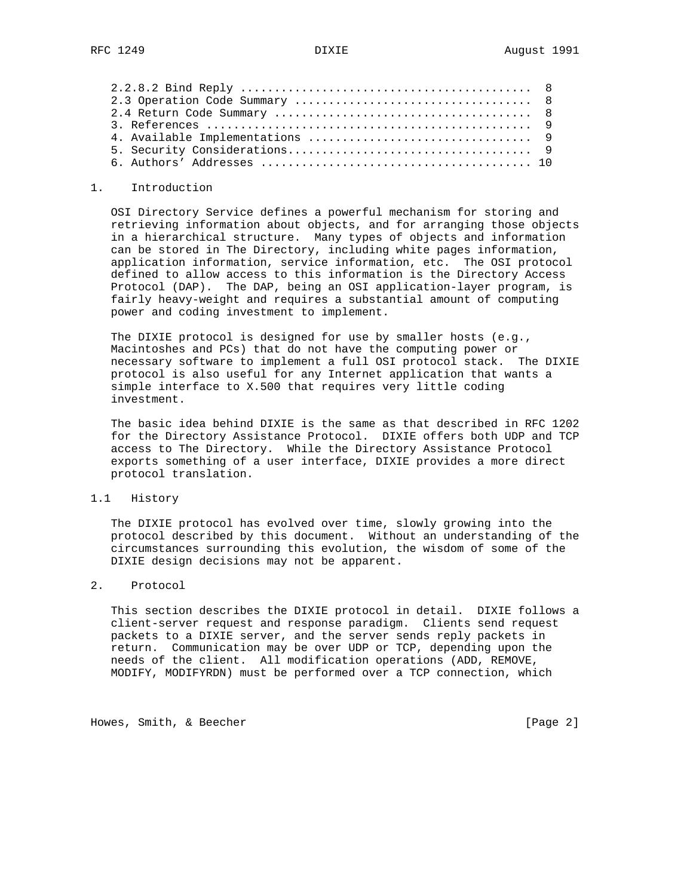```
   2.2.8.2 Bind Reply ..........................................  8
   2.3 Operation Code Summary ..................................  8
   2.4 Return Code Summary .....................................  8
   3. References ...............................................  9
   4. Available Implementations ................................  9
   5. Security Considerations...................................  9
   6. Authors' Addresses ....................................... 10
```

## 1. Introduction

OSI Directory Service defines a powerful mechanism for storing and retrieving information about objects, and for arranging those objects in a hierarchical structure. Many types of objects and information can be stored in The Directory, including white pages information, application information, service information, etc. The OSI protocol defined to allow access to this information is the Directory Access Protocol (DAP). The DAP, being an OSI application-layer program, is fairly heavy-weight and requires a substantial amount of computing power and coding investment to implement.

The DIXIE protocol is designed for use by smaller hosts (e.g., Macintoshes and PCs) that do not have the computing power or necessary software to implement a full OSI protocol stack. The DIXIE protocol is also useful for any Internet application that wants a simple interface to X.500 that requires very little coding investment.

The basic idea behind DIXIE is the same as that described in RFC 1202 for the Directory Assistance Protocol. DIXIE offers both UDP and TCP access to The Directory. While the Directory Assistance Protocol exports something of a user interface, DIXIE provides a more direct protocol translation.

### 1.1 History

The DIXIE protocol has evolved over time, slowly growing into the protocol described by this document. Without an understanding of the circumstances surrounding this evolution, the wisdom of some of the DIXIE design decisions may not be apparent.

## 2. Protocol

This section describes the DIXIE protocol in detail. DIXIE follows a client-server request and response paradigm. Clients send request packets to a DIXIE server, and the server sends reply packets in return. Communication may be over UDP or TCP, depending upon the needs of the client. All modification operations (ADD, REMOVE, MODIFY, MODIFYRDN) must be performed over a TCP connection, which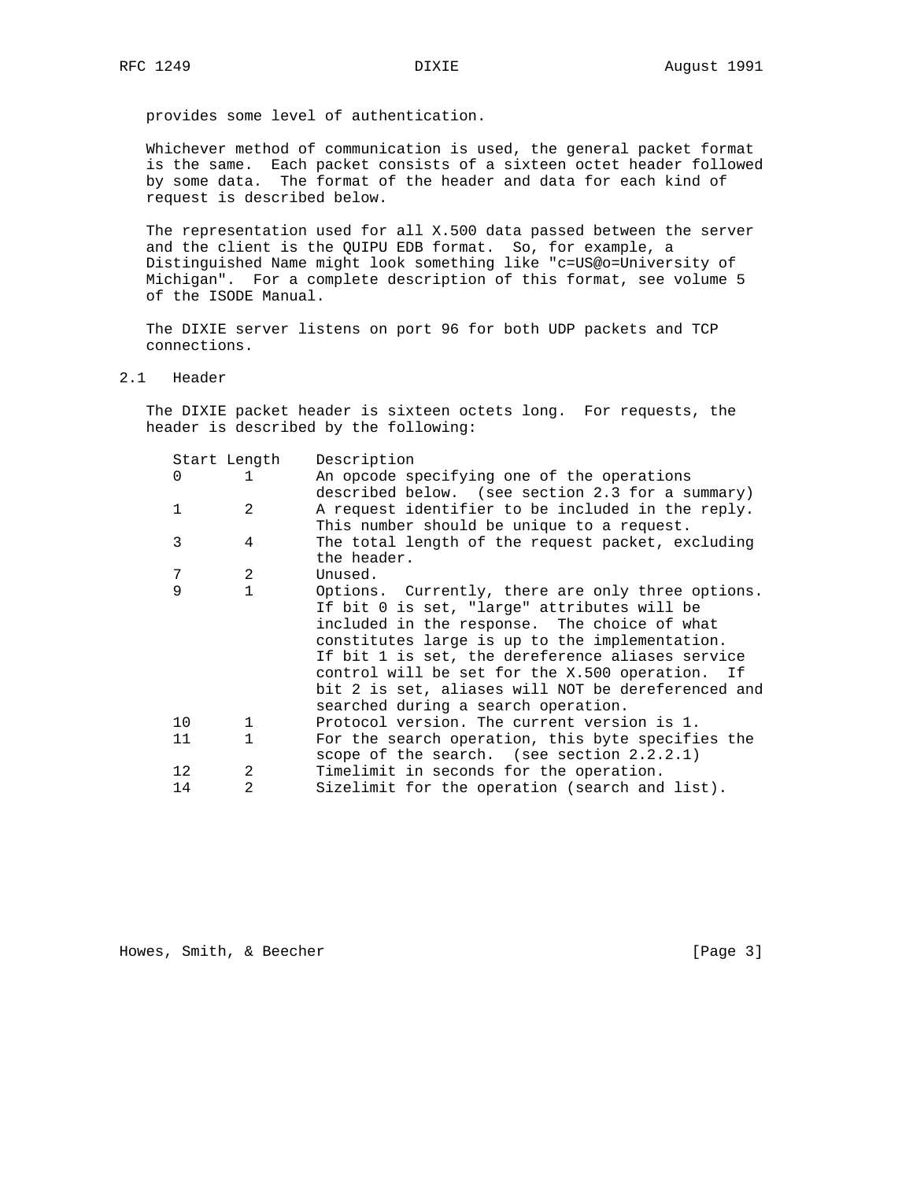provides some level of authentication.

Whichever method of communication is used, the general packet format is the same. Each packet consists of a sixteen octet header followed by some data. The format of the header and data for each kind of request is described below.

The representation used for all X.500 data passed between the server and the client is the QUIPU EDB format. So, for example, a Distinguished Name might look something like "c=US@o=University of Michigan". For a complete description of this format, see volume 5 of the ISODE Manual.

The DIXIE server listens on port 96 for both UDP packets and TCP connections.

## 2.1 Header

The DIXIE packet header is sixteen octets long. For requests, the header is described by the following:

| Start | Length | Description |
|---|---|---|
| 0 | 1 | An opcode specifying one of the operations described below. (see section 2.3 for a summary) |
| 1 | 2 | A request identifier to be included in the reply. This number should be unique to a request. |
| 3 | 4 | The total length of the request packet, excluding the header. |
| 7 | 2 | Unused. |
| 9 | 1 | Options. Currently, there are only three options. If bit 0 is set, "large" attributes will be included in the response. The choice of what constitutes large is up to the implementation. If bit 1 is set, the dereference aliases service control will be set for the X.500 operation. If bit 2 is set, aliases will NOT be dereferenced and searched during a search operation. |
| 10 | 1 | Protocol version. The current version is 1. |
| 11 | 1 | For the search operation, this byte specifies the scope of the search. (see section 2.2.2.1) |
| 12 | 2 | Timelimit in seconds for the operation. |
| 14 | 2 | Sizelimit for the operation (search and list). |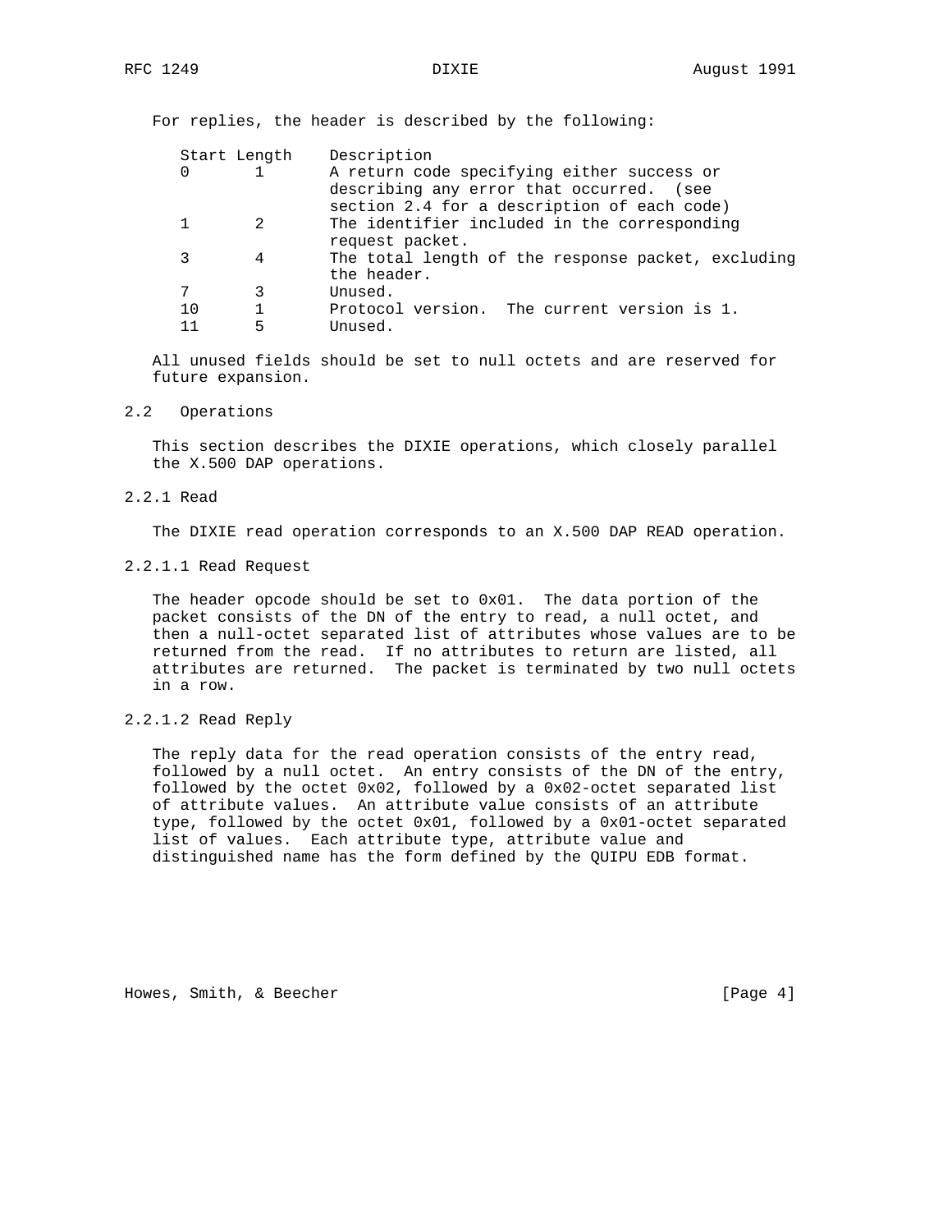For replies, the header is described by the following:

| Start | Length | Description |
|---|---|---|
| 0 | 1 | A return code specifying either success or describing any error that occurred. (see section 2.4 for a description of each code) |
| 1 | 2 | The identifier included in the corresponding request packet. |
| 3 | 4 | The total length of the response packet, excluding the header. |
| 7 | 3 | Unused. |
| 10 | 1 | Protocol version. The current version is 1. |
| 11 | 5 | Unused. |

All unused fields should be set to null octets and are reserved for future expansion.

## 2.2 Operations

This section describes the DIXIE operations, which closely parallel the X.500 DAP operations.

### 2.2.1 Read

The DIXIE read operation corresponds to an X.500 DAP READ operation.

#### 2.2.1.1 Read Request

The header opcode should be set to 0x01. The data portion of the packet consists of the DN of the entry to read, a null octet, and then a null-octet separated list of attributes whose values are to be returned from the read. If no attributes to return are listed, all attributes are returned. The packet is terminated by two null octets in a row.

#### 2.2.1.2 Read Reply

The reply data for the read operation consists of the entry read, followed by a null octet. An entry consists of the DN of the entry, followed by the octet 0x02, followed by a 0x02-octet separated list of attribute values. An attribute value consists of an attribute type, followed by the octet 0x01, followed by a 0x01-octet separated list of values. Each attribute type, attribute value and distinguished name has the form defined by the QUIPU EDB format.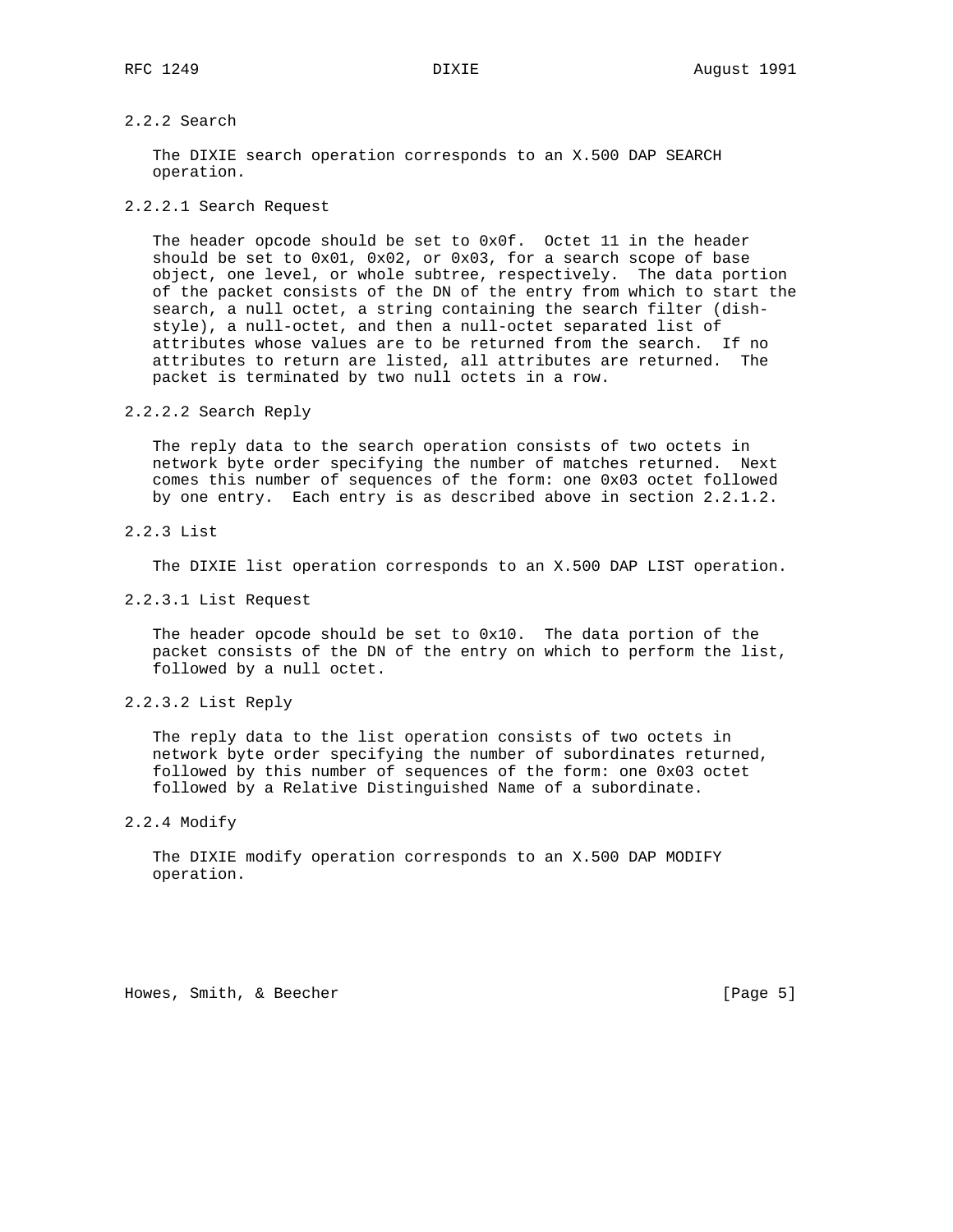### 2.2.2 Search

The DIXIE search operation corresponds to an X.500 DAP SEARCH operation.

#### 2.2.2.1 Search Request

The header opcode should be set to 0x0f. Octet 11 in the header should be set to 0x01, 0x02, or 0x03, for a search scope of base object, one level, or whole subtree, respectively. The data portion of the packet consists of the DN of the entry from which to start the search, a null octet, a string containing the search filter (dish-style), a null-octet, and then a null-octet separated list of attributes whose values are to be returned from the search. If no attributes to return are listed, all attributes are returned. The packet is terminated by two null octets in a row.

#### 2.2.2.2 Search Reply

The reply data to the search operation consists of two octets in network byte order specifying the number of matches returned. Next comes this number of sequences of the form: one 0x03 octet followed by one entry. Each entry is as described above in section 2.2.1.2.

### 2.2.3 List

The DIXIE list operation corresponds to an X.500 DAP LIST operation.

#### 2.2.3.1 List Request

The header opcode should be set to 0x10. The data portion of the packet consists of the DN of the entry on which to perform the list, followed by a null octet.

#### 2.2.3.2 List Reply

The reply data to the list operation consists of two octets in network byte order specifying the number of subordinates returned, followed by this number of sequences of the form: one 0x03 octet followed by a Relative Distinguished Name of a subordinate.

### 2.2.4 Modify

The DIXIE modify operation corresponds to an X.500 DAP MODIFY operation.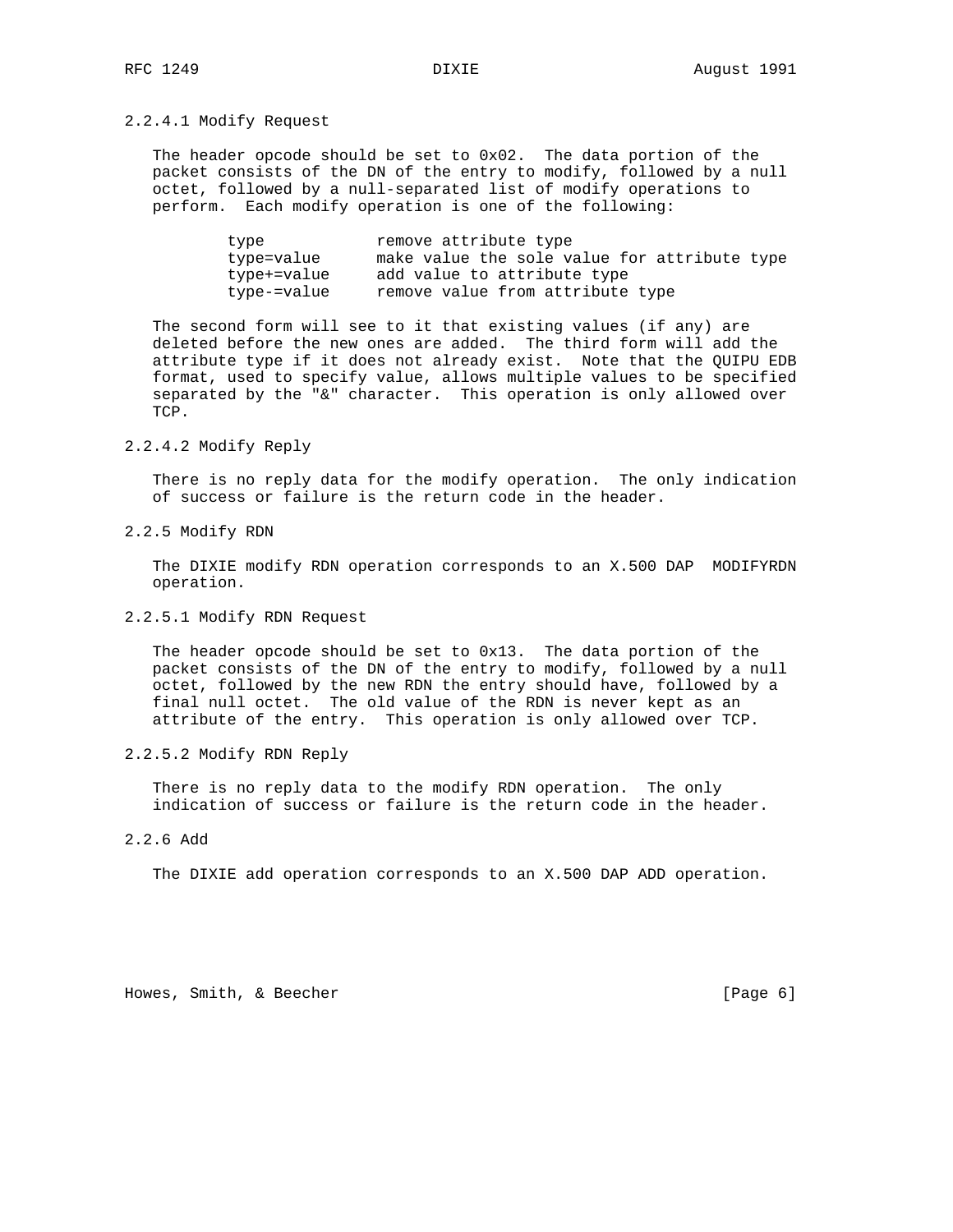#### 2.2.4.1 Modify Request

The header opcode should be set to 0x02. The data portion of the packet consists of the DN of the entry to modify, followed by a null octet, followed by a null-separated list of modify operations to perform. Each modify operation is one of the following:

```
type            remove attribute type
type=value      make value the sole value for attribute type
type+=value     add value to attribute type
type-=value     remove value from attribute type
```

The second form will see to it that existing values (if any) are deleted before the new ones are added. The third form will add the attribute type if it does not already exist. Note that the QUIPU EDB format, used to specify value, allows multiple values to be specified separated by the "&" character. This operation is only allowed over TCP.

#### 2.2.4.2 Modify Reply

There is no reply data for the modify operation. The only indication of success or failure is the return code in the header.

### 2.2.5 Modify RDN

The DIXIE modify RDN operation corresponds to an X.500 DAP MODIFYRDN operation.

#### 2.2.5.1 Modify RDN Request

The header opcode should be set to 0x13. The data portion of the packet consists of the DN of the entry to modify, followed by a null octet, followed by the new RDN the entry should have, followed by a final null octet. The old value of the RDN is never kept as an attribute of the entry. This operation is only allowed over TCP.

#### 2.2.5.2 Modify RDN Reply

There is no reply data to the modify RDN operation. The only indication of success or failure is the return code in the header.

### 2.2.6 Add

The DIXIE add operation corresponds to an X.500 DAP ADD operation.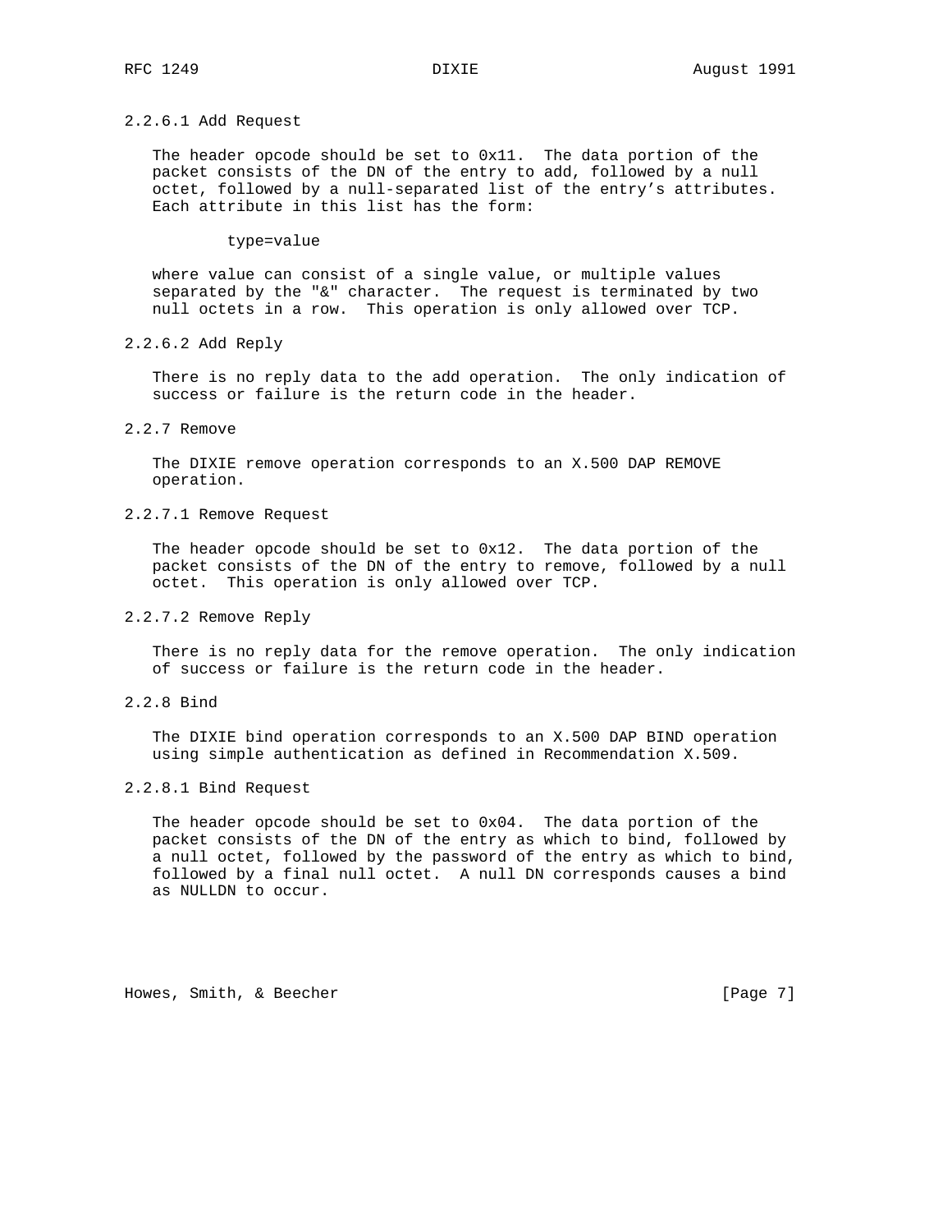#### 2.2.6.1 Add Request

The header opcode should be set to 0x11. The data portion of the packet consists of the DN of the entry to add, followed by a null octet, followed by a null-separated list of the entry's attributes. Each attribute in this list has the form:

```
type=value
```

where value can consist of a single value, or multiple values separated by the "&" character. The request is terminated by two null octets in a row. This operation is only allowed over TCP.

#### 2.2.6.2 Add Reply

There is no reply data to the add operation. The only indication of success or failure is the return code in the header.

### 2.2.7 Remove

The DIXIE remove operation corresponds to an X.500 DAP REMOVE operation.

#### 2.2.7.1 Remove Request

The header opcode should be set to 0x12. The data portion of the packet consists of the DN of the entry to remove, followed by a null octet. This operation is only allowed over TCP.

#### 2.2.7.2 Remove Reply

There is no reply data for the remove operation. The only indication of success or failure is the return code in the header.

### 2.2.8 Bind

The DIXIE bind operation corresponds to an X.500 DAP BIND operation using simple authentication as defined in Recommendation X.509.

#### 2.2.8.1 Bind Request

The header opcode should be set to 0x04. The data portion of the packet consists of the DN of the entry as which to bind, followed by a null octet, followed by the password of the entry as which to bind, followed by a final null octet. A null DN corresponds causes a bind as NULLDN to occur.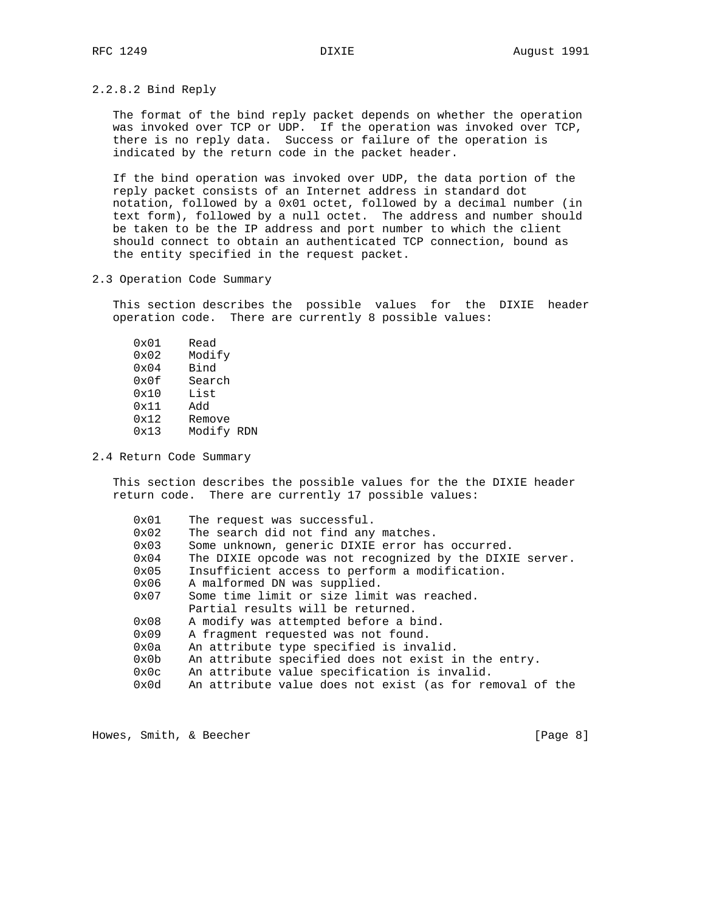#### 2.2.8.2 Bind Reply

The format of the bind reply packet depends on whether the operation was invoked over TCP or UDP. If the operation was invoked over TCP, there is no reply data. Success or failure of the operation is indicated by the return code in the packet header.

If the bind operation was invoked over UDP, the data portion of the reply packet consists of an Internet address in standard dot notation, followed by a 0x01 octet, followed by a decimal number (in text form), followed by a null octet. The address and number should be taken to be the IP address and port number to which the client should connect to obtain an authenticated TCP connection, bound as the entity specified in the request packet.

### 2.3 Operation Code Summary

This section describes the possible values for the DIXIE header operation code. There are currently 8 possible values:

```
0x01    Read
0x02    Modify
0x04    Bind
0x0f    Search
0x10    List
0x11    Add
0x12    Remove
0x13    Modify RDN
```

### 2.4 Return Code Summary

This section describes the possible values for the the DIXIE header return code. There are currently 17 possible values:

```
0x01    The request was successful.
0x02    The search did not find any matches.
0x03    Some unknown, generic DIXIE error has occurred.
0x04    The DIXIE opcode was not recognized by the DIXIE server.
0x05    Insufficient access to perform a modification.
0x06    A malformed DN was supplied.
0x07    Some time limit or size limit was reached.
        Partial results will be returned.
0x08    A modify was attempted before a bind.
0x09    A fragment requested was not found.
0x0a    An attribute type specified is invalid.
0x0b    An attribute specified does not exist in the entry.
0x0c    An attribute value specification is invalid.
0x0d    An attribute value does not exist (as for removal of the
```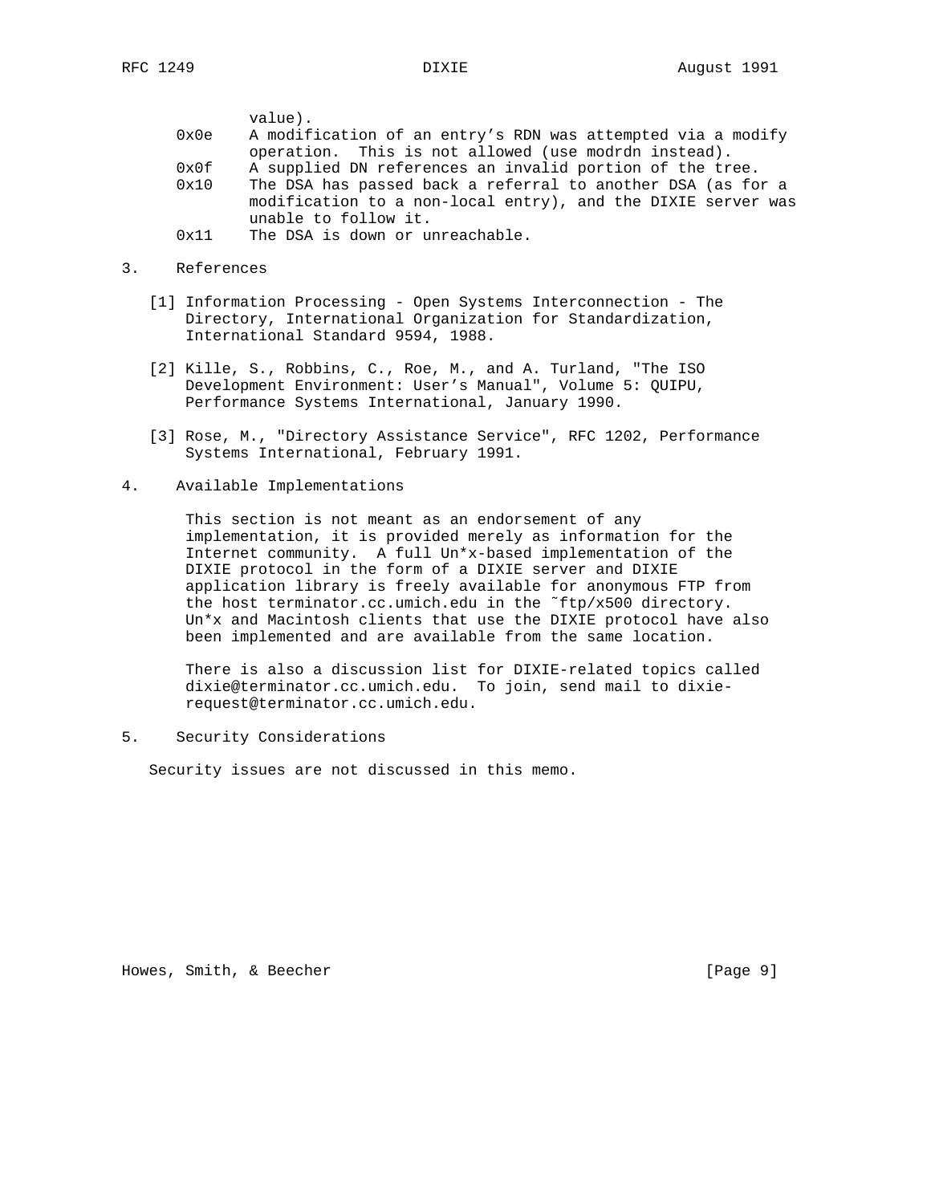value).

| | |
|---|---|
| 0x0e | A modification of an entry’s RDN was attempted via a modify operation. This is not allowed (use modrdn instead). |
| 0x0f | A supplied DN references an invalid portion of the tree. |
| 0x10 | The DSA has passed back a referral to another DSA (as for a modification to a non-local entry), and the DIXIE server was unable to follow it. |
| 0x11 | The DSA is down or unreachable. |

## 3. References

[1] Information Processing - Open Systems Interconnection - The Directory, International Organization for Standardization, International Standard 9594, 1988.

[2] Kille, S., Robbins, C., Roe, M., and A. Turland, "The ISO Development Environment: User’s Manual", Volume 5: QUIPU, Performance Systems International, January 1990.

[3] Rose, M., "Directory Assistance Service", RFC 1202, Performance Systems International, February 1991.

## 4. Available Implementations

This section is not meant as an endorsement of any implementation, it is provided merely as information for the Internet community. A full Un*x-based implementation of the DIXIE protocol in the form of a DIXIE server and DIXIE application library is freely available for anonymous FTP from the host terminator.cc.umich.edu in the ~ftp/x500 directory. Un*x and Macintosh clients that use the DIXIE protocol have also been implemented and are available from the same location.

There is also a discussion list for DIXIE-related topics called dixie@terminator.cc.umich.edu. To join, send mail to dixie-request@terminator.cc.umich.edu.

## 5. Security Considerations

Security issues are not discussed in this memo.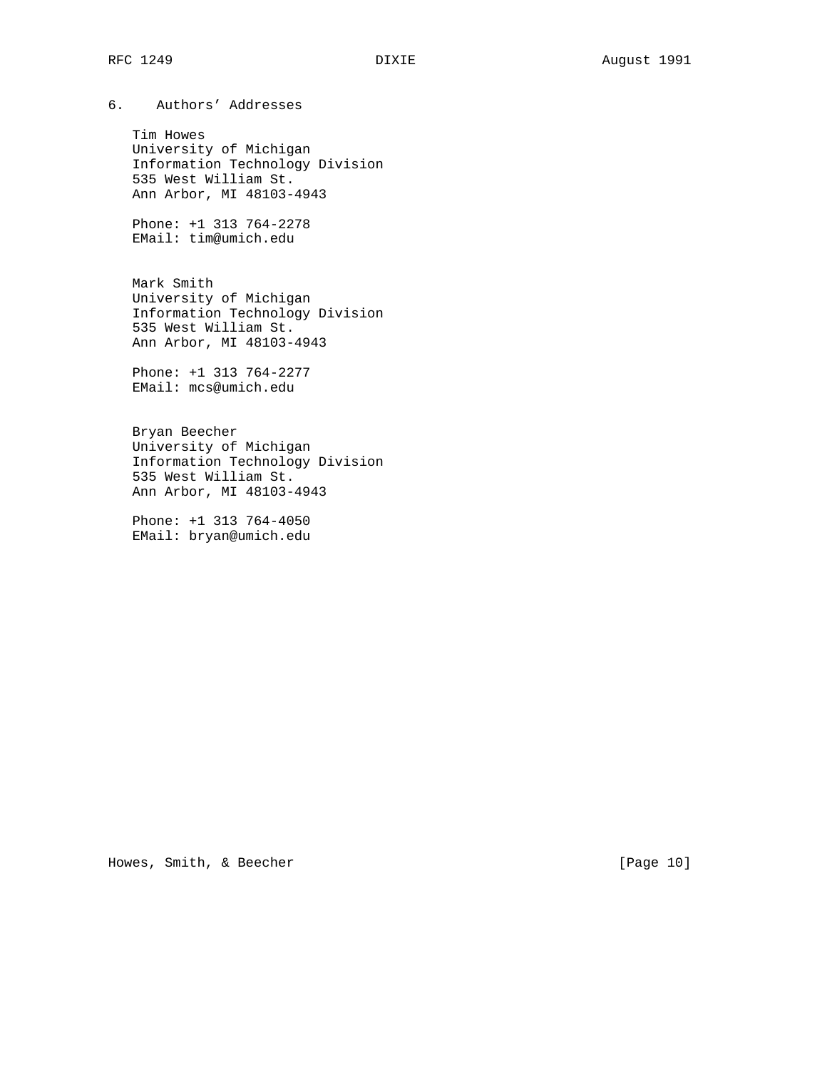## 6. Authors' Addresses

Tim Howes
University of Michigan
Information Technology Division
535 West William St.
Ann Arbor, MI 48103-4943

Phone: +1 313 764-2278
EMail: tim@umich.edu

Mark Smith
University of Michigan
Information Technology Division
535 West William St.
Ann Arbor, MI 48103-4943

Phone: +1 313 764-2277
EMail: mcs@umich.edu

Bryan Beecher
University of Michigan
Information Technology Division
535 West William St.
Ann Arbor, MI 48103-4943

Phone: +1 313 764-4050
EMail: bryan@umich.edu